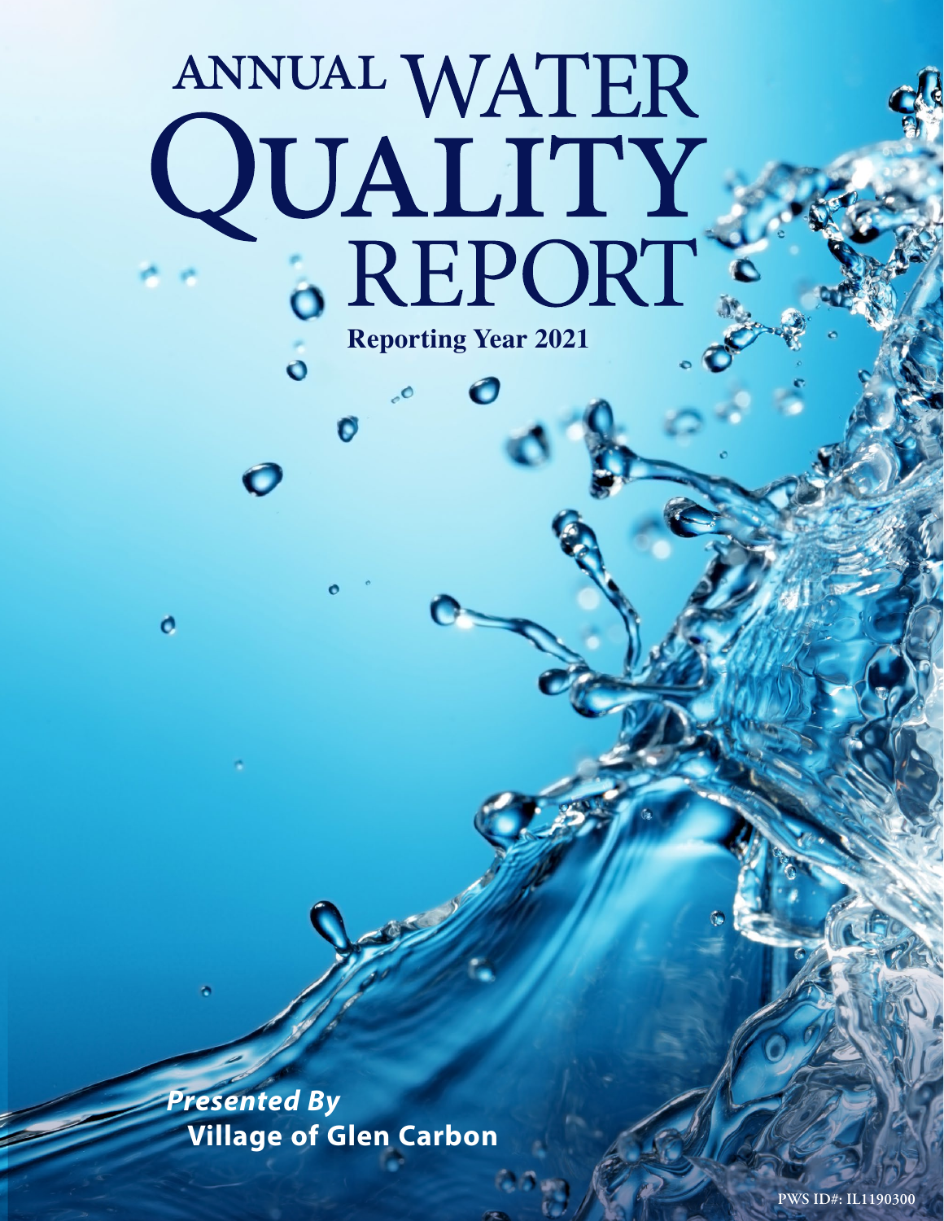# ANNUAL WATER QUALITY REPORT

**Reporting Year 2021**

***Presented By***
**Village of Glen Carbon**

PWS ID#: IL1190300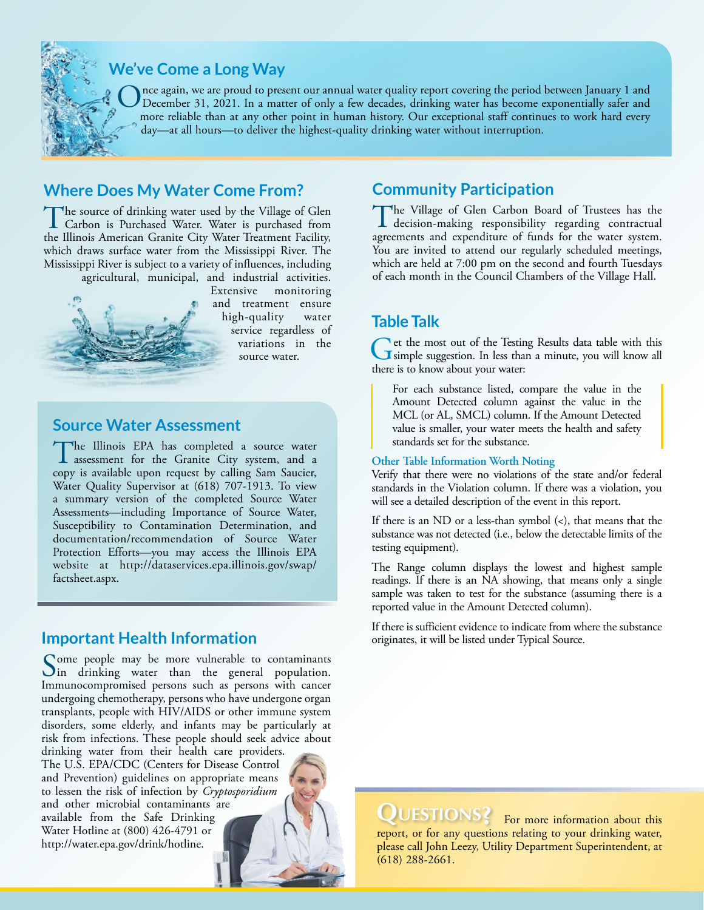## We've Come a Long Way

Once again, we are proud to present our annual water quality report covering the period between January 1 and December 31, 2021. In a matter of only a few decades, drinking water has become exponentially safer and more reliable than at any other point in human history. Our exceptional staff continues to work hard every day—at all hours—to deliver the highest-quality drinking water without interruption.

## Where Does My Water Come From?

The source of drinking water used by the Village of Glen Carbon is Purchased Water. Water is purchased from the Illinois American Granite City Water Treatment Facility, which draws surface water from the Mississippi River. The Mississippi River is subject to a variety of influences, including agricultural, municipal, and industrial activities. Extensive monitoring and treatment ensure high-quality water service regardless of variations in the source water.

## Source Water Assessment

The Illinois EPA has completed a source water assessment for the Granite City system, and a copy is available upon request by calling Sam Saucier, Water Quality Supervisor at (618) 707-1913. To view a summary version of the completed Source Water Assessments—including Importance of Source Water, Susceptibility to Contamination Determination, and documentation/recommendation of Source Water Protection Efforts—you may access the Illinois EPA website at http://dataservices.epa.illinois.gov/swap/factsheet.aspx.

## Important Health Information

Some people may be more vulnerable to contaminants in drinking water than the general population. Immunocompromised persons such as persons with cancer undergoing chemotherapy, persons who have undergone organ transplants, people with HIV/AIDS or other immune system disorders, some elderly, and infants may be particularly at risk from infections. These people should seek advice about drinking water from their health care providers. The U.S. EPA/CDC (Centers for Disease Control and Prevention) guidelines on appropriate means to lessen the risk of infection by *Cryptosporidium* and other microbial contaminants are available from the Safe Drinking Water Hotline at (800) 426-4791 or http://water.epa.gov/drink/hotline.

## Community Participation

The Village of Glen Carbon Board of Trustees has the decision-making responsibility regarding contractual agreements and expenditure of funds for the water system. You are invited to attend our regularly scheduled meetings, which are held at 7:00 pm on the second and fourth Tuesdays of each month in the Council Chambers of the Village Hall.

## Table Talk

Get the most out of the Testing Results data table with this simple suggestion. In less than a minute, you will know all there is to know about your water:

> For each substance listed, compare the value in the Amount Detected column against the value in the MCL (or AL, SMCL) column. If the Amount Detected value is smaller, your water meets the health and safety standards set for the substance.

### Other Table Information Worth Noting

Verify that there were no violations of the state and/or federal standards in the Violation column. If there was a violation, you will see a detailed description of the event in this report.

If there is an ND or a less-than symbol (<), that means that the substance was not detected (i.e., below the detectable limits of the testing equipment).

The Range column displays the lowest and highest sample readings. If there is an NA showing, that means only a single sample was taken to test for the substance (assuming there is a reported value in the Amount Detected column).

If there is sufficient evidence to indicate from where the substance originates, it will be listed under Typical Source.

## Questions?

For more information about this report, or for any questions relating to your drinking water, please call John Leezy, Utility Department Superintendent, at (618) 288-2661.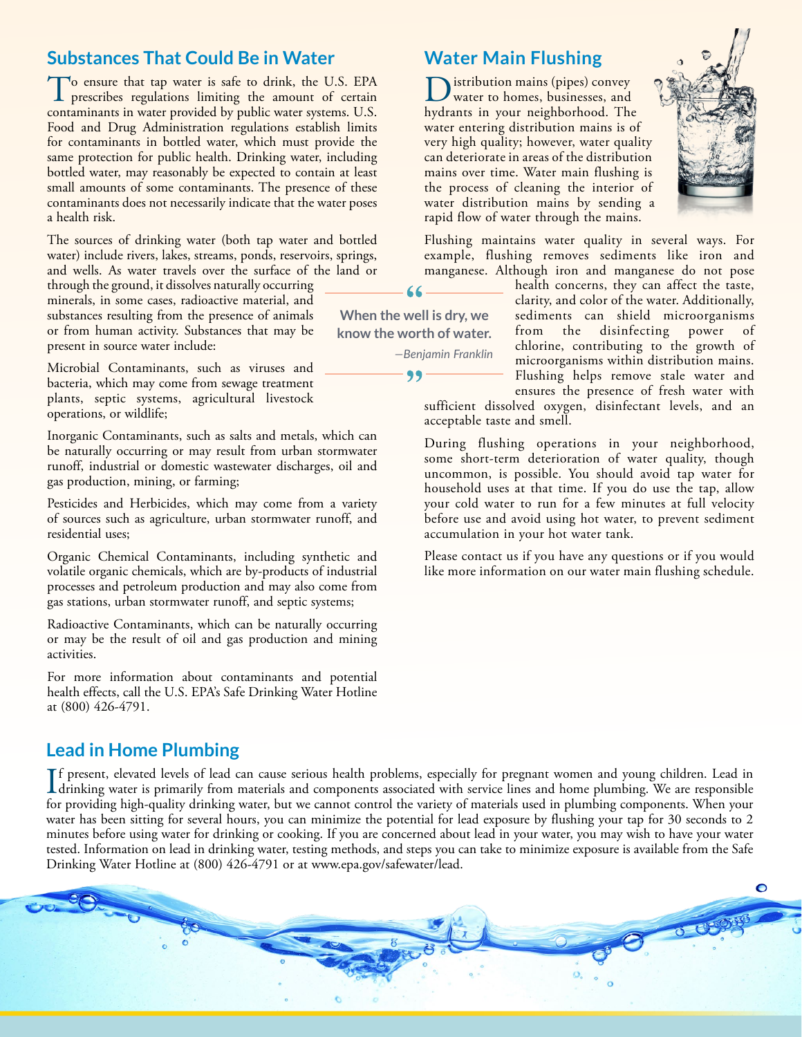## Substances That Could Be in Water

To ensure that tap water is safe to drink, the U.S. EPA prescribes regulations limiting the amount of certain contaminants in water provided by public water systems. U.S. Food and Drug Administration regulations establish limits for contaminants in bottled water, which must provide the same protection for public health. Drinking water, including bottled water, may reasonably be expected to contain at least small amounts of some contaminants. The presence of these contaminants does not necessarily indicate that the water poses a health risk.

The sources of drinking water (both tap water and bottled water) include rivers, lakes, streams, ponds, reservoirs, springs, and wells. As water travels over the surface of the land or through the ground, it dissolves naturally occurring minerals, in some cases, radioactive material, and substances resulting from the presence of animals or from human activity. Substances that may be present in source water include:

Microbial Contaminants, such as viruses and bacteria, which may come from sewage treatment plants, septic systems, agricultural livestock operations, or wildlife;

Inorganic Contaminants, such as salts and metals, which can be naturally occurring or may result from urban stormwater runoff, industrial or domestic wastewater discharges, oil and gas production, mining, or farming;

Pesticides and Herbicides, which may come from a variety of sources such as agriculture, urban stormwater runoff, and residential uses;

Organic Chemical Contaminants, including synthetic and volatile organic chemicals, which are by-products of industrial processes and petroleum production and may also come from gas stations, urban stormwater runoff, and septic systems;

Radioactive Contaminants, which can be naturally occurring or may be the result of oil and gas production and mining activities.

For more information about contaminants and potential health effects, call the U.S. EPA's Safe Drinking Water Hotline at (800) 426-4791.

> **When the well is dry, we know the worth of water.**
>
> *—Benjamin Franklin*

## Water Main Flushing

Distribution mains (pipes) convey water to homes, businesses, and hydrants in your neighborhood. The water entering distribution mains is of very high quality; however, water quality can deteriorate in areas of the distribution mains over time. Water main flushing is the process of cleaning the interior of water distribution mains by sending a rapid flow of water through the mains.

Flushing maintains water quality in several ways. For example, flushing removes sediments like iron and manganese. Although iron and manganese do not pose health concerns, they can affect the taste, clarity, and color of the water. Additionally, sediments can shield microorganisms from the disinfecting power of chlorine, contributing to the growth of microorganisms within distribution mains. Flushing helps remove stale water and ensures the presence of fresh water with sufficient dissolved oxygen, disinfectant levels, and an acceptable taste and smell.

During flushing operations in your neighborhood, some short-term deterioration of water quality, though uncommon, is possible. You should avoid tap water for household uses at that time. If you do use the tap, allow your cold water to run for a few minutes at full velocity before use and avoid using hot water, to prevent sediment accumulation in your hot water tank.

Please contact us if you have any questions or if you would like more information on our water main flushing schedule.

## Lead in Home Plumbing

If present, elevated levels of lead can cause serious health problems, especially for pregnant women and young children. Lead in drinking water is primarily from materials and components associated with service lines and home plumbing. We are responsible for providing high-quality drinking water, but we cannot control the variety of materials used in plumbing components. When your water has been sitting for several hours, you can minimize the potential for lead exposure by flushing your tap for 30 seconds to 2 minutes before using water for drinking or cooking. If you are concerned about lead in your water, you may wish to have your water tested. Information on lead in drinking water, testing methods, and steps you can take to minimize exposure is available from the Safe Drinking Water Hotline at (800) 426-4791 or at www.epa.gov/safewater/lead.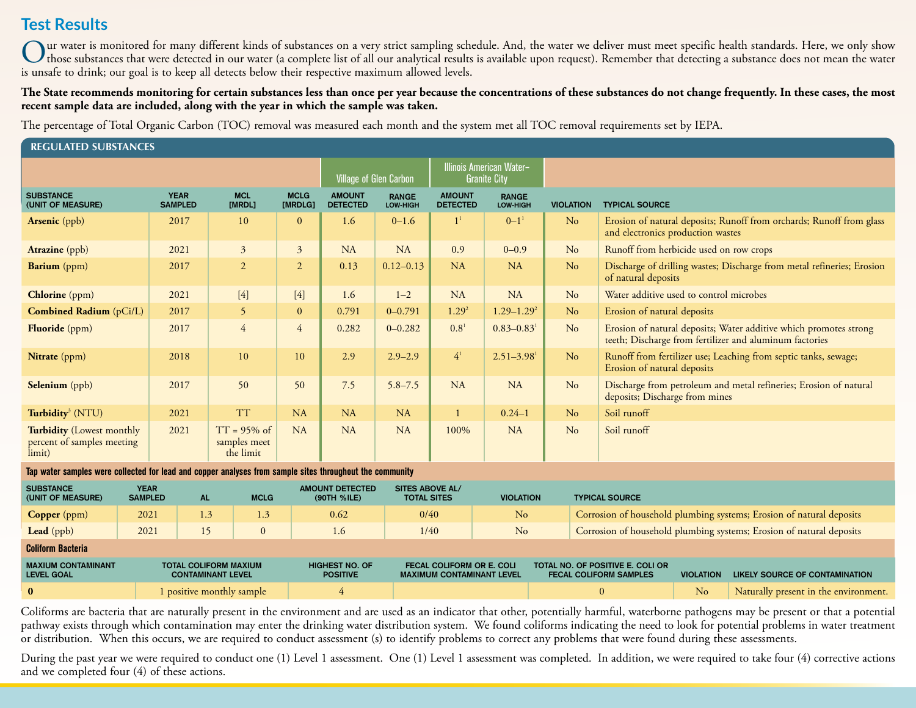## Test Results

Our water is monitored for many different kinds of substances on a very strict sampling schedule. And, the water we deliver must meet specific health standards. Here, we only show those substances that were detected in our water (a complete list of all our analytical results is available upon request). Remember that detecting a substance does not mean the water is unsafe to drink; our goal is to keep all detects below their respective maximum allowed levels.

**The State recommends monitoring for certain substances less than once per year because the concentrations of these substances do not change frequently. In these cases, the most recent sample data are included, along with the year in which the sample was taken.**

The percentage of Total Organic Carbon (TOC) removal was measured each month and the system met all TOC removal requirements set by IEPA.

### REGULATED SUBSTANCES

| | | | | Village of Glen Carbon | | Illinois American Water–Granite City | | | |
|---|---|---|---|---|---|---|---|---|---|
| **SUBSTANCE (UNIT OF MEASURE)** | **YEAR SAMPLED** | **MCL [MRDL]** | **MCLG [MRDLG]** | **AMOUNT DETECTED** | **RANGE LOW-HIGH** | **AMOUNT DETECTED** | **RANGE LOW-HIGH** | **VIOLATION** | **TYPICAL SOURCE** |
| **Arsenic** (ppb) | 2017 | 10 | 0 | 1.6 | 0–1.6 | 1[1] | 0–1[1] | No | Erosion of natural deposits; Runoff from orchards; Runoff from glass and electronics production wastes |
| **Atrazine** (ppb) | 2021 | 3 | 3 | NA | NA | 0.9 | 0–0.9 | No | Runoff from herbicide used on row crops |
| **Barium** (ppm) | 2017 | 2 | 2 | 0.13 | 0.12–0.13 | NA | NA | No | Discharge of drilling wastes; Discharge from metal refineries; Erosion of natural deposits |
| **Chlorine** (ppm) | 2021 | [4] | [4] | 1.6 | 1–2 | NA | NA | No | Water additive used to control microbes |
| **Combined Radium** (pCi/L) | 2017 | 5 | 0 | 0.791 | 0–0.791 | 1.29[2] | 1.29–1.29[2] | No | Erosion of natural deposits |
| **Fluoride** (ppm) | 2017 | 4 | 4 | 0.282 | 0–0.282 | 0.8[1] | 0.83–0.83[1] | No | Erosion of natural deposits; Water additive which promotes strong teeth; Discharge from fertilizer and aluminum factories |
| **Nitrate** (ppm) | 2018 | 10 | 10 | 2.9 | 2.9–2.9 | 4[1] | 2.51–3.98[1] | No | Runoff from fertilizer use; Leaching from septic tanks, sewage; Erosion of natural deposits |
| **Selenium** (ppb) | 2017 | 50 | 50 | 7.5 | 5.8–7.5 | NA | NA | No | Discharge from petroleum and metal refineries; Erosion of natural deposits; Discharge from mines |
| **Turbidity**[3] (NTU) | 2021 | TT | NA | NA | NA | 1 | 0.24–1 | No | Soil runoff |
| **Turbidity** (Lowest monthly percent of samples meeting limit) | 2021 | TT = 95% of samples meet the limit | NA | NA | NA | 100% | NA | No | Soil runoff |

**Tap water samples were collected for lead and copper analyses from sample sites throughout the community**

| SUBSTANCE (UNIT OF MEASURE) | YEAR SAMPLED | AL | MCLG | AMOUNT DETECTED (90TH %ILE) | SITES ABOVE AL/ TOTAL SITES | VIOLATION | TYPICAL SOURCE |
|---|---|---|---|---|---|---|---|
| **Copper** (ppm) | 2021 | 1.3 | 1.3 | 0.62 | 0/40 | No | Corrosion of household plumbing systems; Erosion of natural deposits |
| **Lead** (ppb) | 2021 | 15 | 0 | 1.6 | 1/40 | No | Corrosion of household plumbing systems; Erosion of natural deposits |

**Coliform Bacteria**

| MAXIUM CONTAMINANT LEVEL GOAL | TOTAL COLIFORM MAXIMUM CONTAMINANT LEVEL | HIGHEST NO. OF POSITIVE | FECAL COLIFORM OR E. COLI MAXIMUM CONTAMINANT LEVEL | TOTAL NO. OF POSITIVE E. COLI OR FECAL COLIFORM SAMPLES | VIOLATION | LIKELY SOURCE OF CONTAMINATION |
|---|---|---|---|---|---|---|
| **0** | 1 positive monthly sample | 4 | | 0 | No | Naturally present in the environment. |

Coliforms are bacteria that are naturally present in the environment and are used as an indicator that other, potentially harmful, waterborne pathogens may be present or that a potential pathway exists through which contamination may enter the drinking water distribution system. We found coliforms indicating the need to look for potential problems in water treatment or distribution. When this occurs, we are required to conduct assessment (s) to identify problems to correct any problems that were found during these assessments.

During the past year we were required to conduct one (1) Level 1 assessment. One (1) Level 1 assessment was completed. In addition, we were required to take four (4) corrective actions and we completed four (4) of these actions.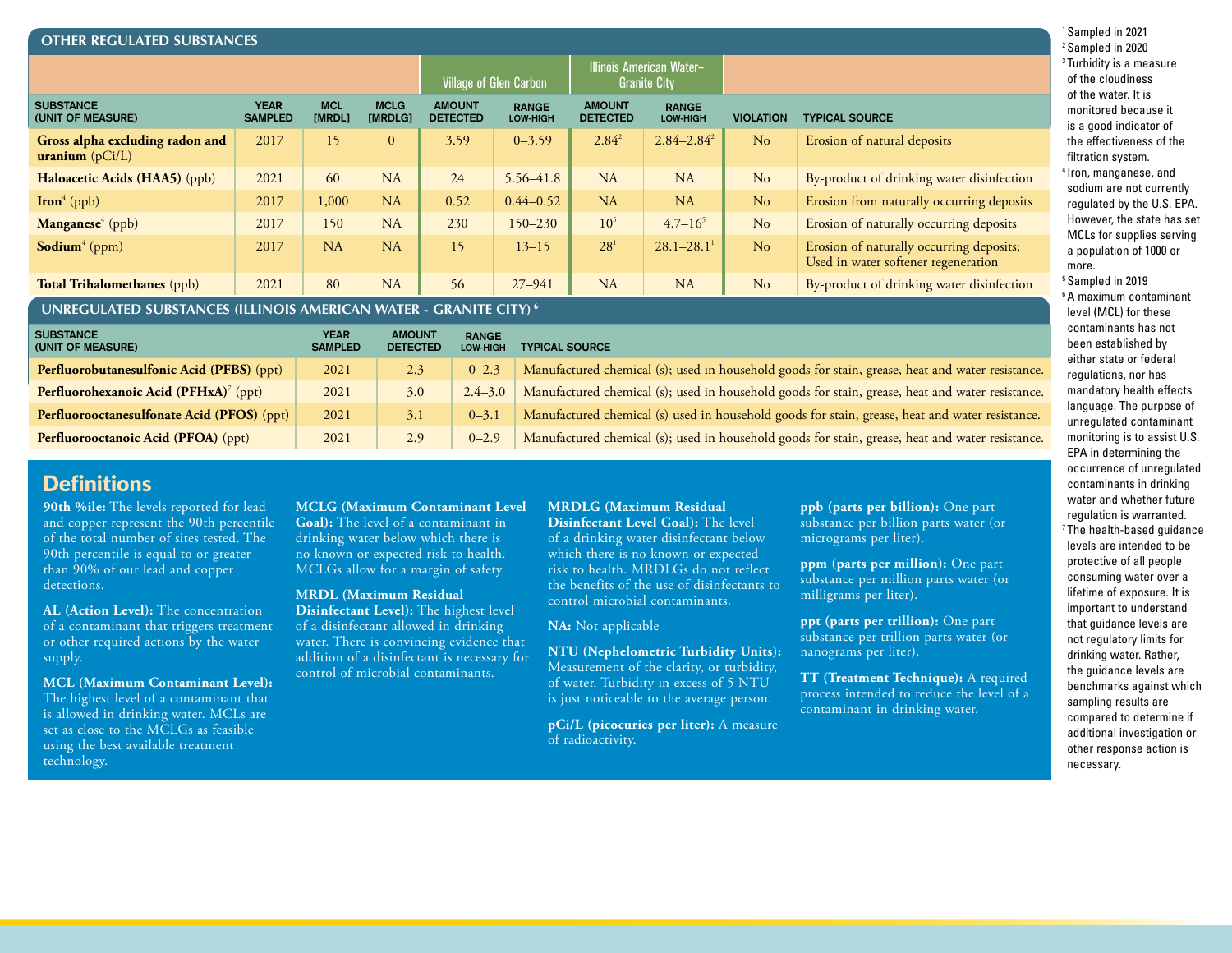## OTHER REGULATED SUBSTANCES

| SUBSTANCE (UNIT OF MEASURE) | YEAR SAMPLED | MCL [MRDL] | MCLG [MRDLG] | Village of Glen Carbon | | Illinois American Water–Granite City | | VIOLATION | TYPICAL SOURCE |
|---|---|---|---|---|---|---|---|---|---|
| | | | | AMOUNT DETECTED | RANGE LOW-HIGH | AMOUNT DETECTED | RANGE LOW-HIGH | | |
| **Gross alpha excluding radon and uranium** (pCi/L) | 2017 | 15 | 0 | 3.59 | 0–3.59 | 2.84[2] | 2.84–2.84[2] | No | Erosion of natural deposits |
| **Haloacetic Acids (HAA5)** (ppb) | 2021 | 60 | NA | 24 | 5.56–41.8 | NA | NA | No | By-product of drinking water disinfection |
| **Iron**[4] (ppb) | 2017 | 1,000 | NA | 0.52 | 0.44–0.52 | NA | NA | No | Erosion from naturally occurring deposits |
| **Manganese**[4] (ppb) | 2017 | 150 | NA | 230 | 150–230 | 10[5] | 4.7–16[5] | No | Erosion of naturally occurring deposits |
| **Sodium**[4] (ppm) | 2017 | NA | NA | 15 | 13–15 | 28[1] | 28.1–28.1[1] | No | Erosion of naturally occurring deposits; Used in water softener regeneration |
| **Total Trihalomethanes** (ppb) | 2021 | 80 | NA | 56 | 27–941 | NA | NA | No | By-product of drinking water disinfection |

## UNREGULATED SUBSTANCES (ILLINOIS AMERICAN WATER - GRANITE CITY) [6]

| SUBSTANCE (UNIT OF MEASURE) | YEAR SAMPLED | AMOUNT DETECTED | RANGE LOW-HIGH | TYPICAL SOURCE |
|---|---|---|---|---|
| **Perfluorobutanesulfonic Acid (PFBS)** (ppt) | 2021 | 2.3 | 0–2.3 | Manufactured chemical (s); used in household goods for stain, grease, heat and water resistance. |
| **Perfluorohexanoic Acid (PFHxA)**[7] (ppt) | 2021 | 3.0 | 2.4–3.0 | Manufactured chemical (s); used in household goods for stain, grease, heat and water resistance. |
| **Perfluorooctanesulfonate Acid (PFOS)** (ppt) | 2021 | 3.1 | 0–3.1 | Manufactured chemical (s) used in household goods for stain, grease, heat and water resistance. |
| **Perfluorooctanoic Acid (PFOA)** (ppt) | 2021 | 2.9 | 0–2.9 | Manufactured chemical (s); used in household goods for stain, grease, heat and water resistance. |

[1] Sampled in 2021

[2] Sampled in 2020

[3] Turbidity is a measure of the cloudiness of the water. It is monitored because it is a good indicator of the effectiveness of the filtration system.

[4] Iron, manganese, and sodium are not currently regulated by the U.S. EPA. However, the state has set MCLs for supplies serving a population of 1000 or more.

[5] Sampled in 2019

[6] A maximum contaminant level (MCL) for these contaminants has not been established by either state or federal regulations, nor has mandatory health effects language. The purpose of unregulated contaminant monitoring is to assist U.S. EPA in determining the occurrence of unregulated contaminants in drinking water and whether future regulation is warranted.

[7] The health-based guidance levels are intended to be protective of all people consuming water over a lifetime of exposure. It is important to understand that guidance levels are not regulatory limits for drinking water. Rather, the guidance levels are benchmarks against which sampling results are compared to determine if additional investigation or other response action is necessary.

## Definitions

**90th %ile:** The levels reported for lead and copper represent the 90th percentile of the total number of sites tested. The 90th percentile is equal to or greater than 90% of our lead and copper detections.

**AL (Action Level):** The concentration of a contaminant that triggers treatment or other required actions by the water supply.

**MCL (Maximum Contaminant Level):** The highest level of a contaminant that is allowed in drinking water. MCLs are set as close to the MCLGs as feasible using the best available treatment technology.

**MCLG (Maximum Contaminant Level Goal):** The level of a contaminant in drinking water below which there is no known or expected risk to health. MCLGs allow for a margin of safety.

**MRDL (Maximum Residual Disinfectant Level):** The highest level of a disinfectant allowed in drinking water. There is convincing evidence that addition of a disinfectant is necessary for control of microbial contaminants.

**MRDLG (Maximum Residual Disinfectant Level Goal):** The level of a drinking water disinfectant below which there is no known or expected risk to health. MRDLGs do not reflect the benefits of the use of disinfectants to control microbial contaminants.

**NA:** Not applicable

**NTU (Nephelometric Turbidity Units):** Measurement of the clarity, or turbidity, of water. Turbidity in excess of 5 NTU is just noticeable to the average person.

**pCi/L (picocuries per liter):** A measure of radioactivity.

**ppb (parts per billion):** One part substance per billion parts water (or micrograms per liter).

**ppm (parts per million):** One part substance per million parts water (or milligrams per liter).

**ppt (parts per trillion):** One part substance per trillion parts water (or nanograms per liter).

**TT (Treatment Technique):** A required process intended to reduce the level of a contaminant in drinking water.